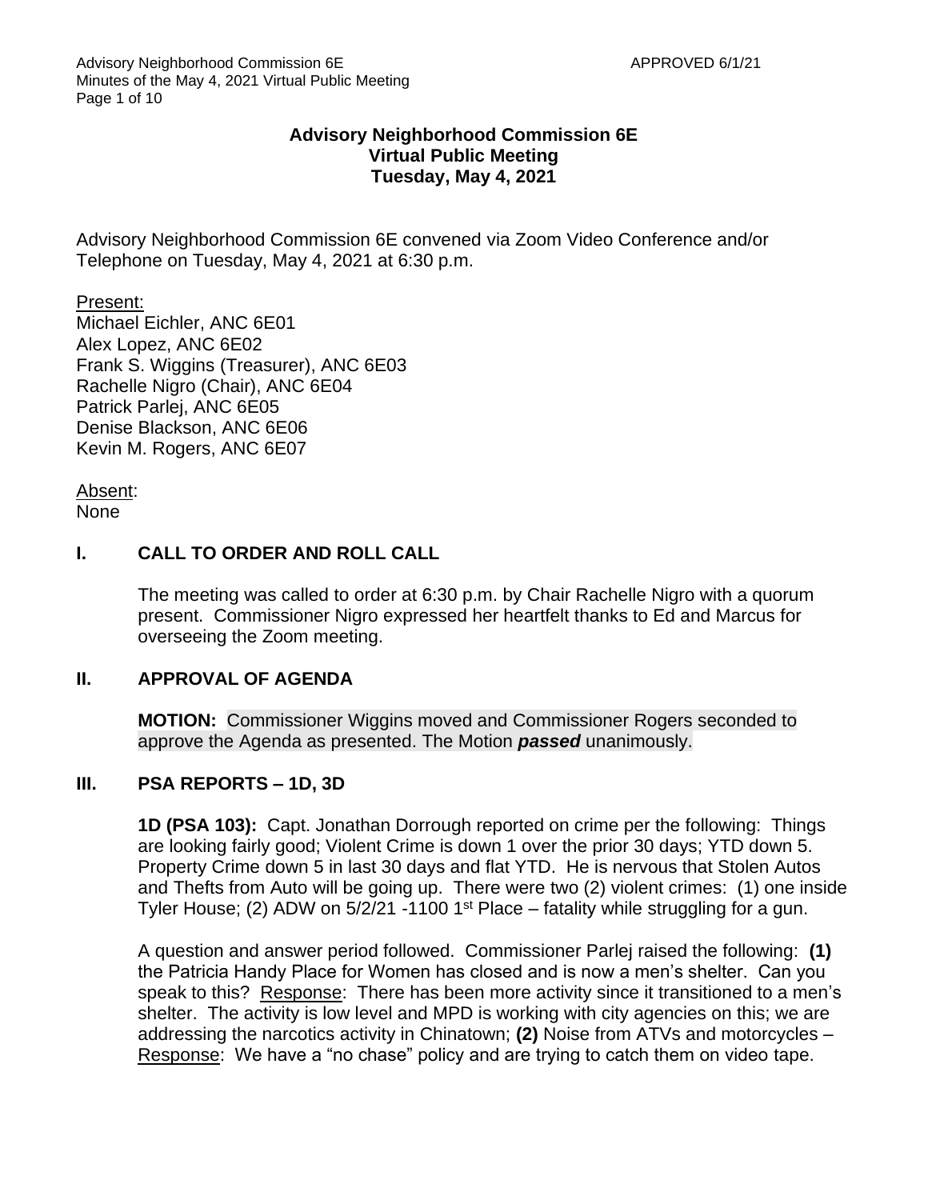**Advisory Neighborhood Commission 6E**
**Virtual Public Meeting**
**Tuesday, May 4, 2021**

Advisory Neighborhood Commission 6E convened via Zoom Video Conference and/or Telephone on Tuesday, May 4, 2021 at 6:30 p.m.

Present:
Michael Eichler, ANC 6E01
Alex Lopez, ANC 6E02
Frank S. Wiggins (Treasurer), ANC 6E03
Rachelle Nigro (Chair), ANC 6E04
Patrick Parlej, ANC 6E05
Denise Blackson, ANC 6E06
Kevin M. Rogers, ANC 6E07

Absent:
None

## I. CALL TO ORDER AND ROLL CALL

The meeting was called to order at 6:30 p.m. by Chair Rachelle Nigro with a quorum present. Commissioner Nigro expressed her heartfelt thanks to Ed and Marcus for overseeing the Zoom meeting.

## II. APPROVAL OF AGENDA

**MOTION:** Commissioner Wiggins moved and Commissioner Rogers seconded to approve the Agenda as presented. The Motion ***passed*** unanimously.

## III. PSA REPORTS – 1D, 3D

**1D (PSA 103):** Capt. Jonathan Dorrough reported on crime per the following: Things are looking fairly good; Violent Crime is down 1 over the prior 30 days; YTD down 5. Property Crime down 5 in last 30 days and flat YTD. He is nervous that Stolen Autos and Thefts from Auto will be going up. There were two (2) violent crimes: (1) one inside Tyler House; (2) ADW on 5/2/21 -1100 1st Place – fatality while struggling for a gun.

A question and answer period followed. Commissioner Parlej raised the following: **(1)** the Patricia Handy Place for Women has closed and is now a men's shelter. Can you speak to this? Response: There has been more activity since it transitioned to a men's shelter. The activity is low level and MPD is working with city agencies on this; we are addressing the narcotics activity in Chinatown; **(2)** Noise from ATVs and motorcycles – Response: We have a "no chase" policy and are trying to catch them on video tape.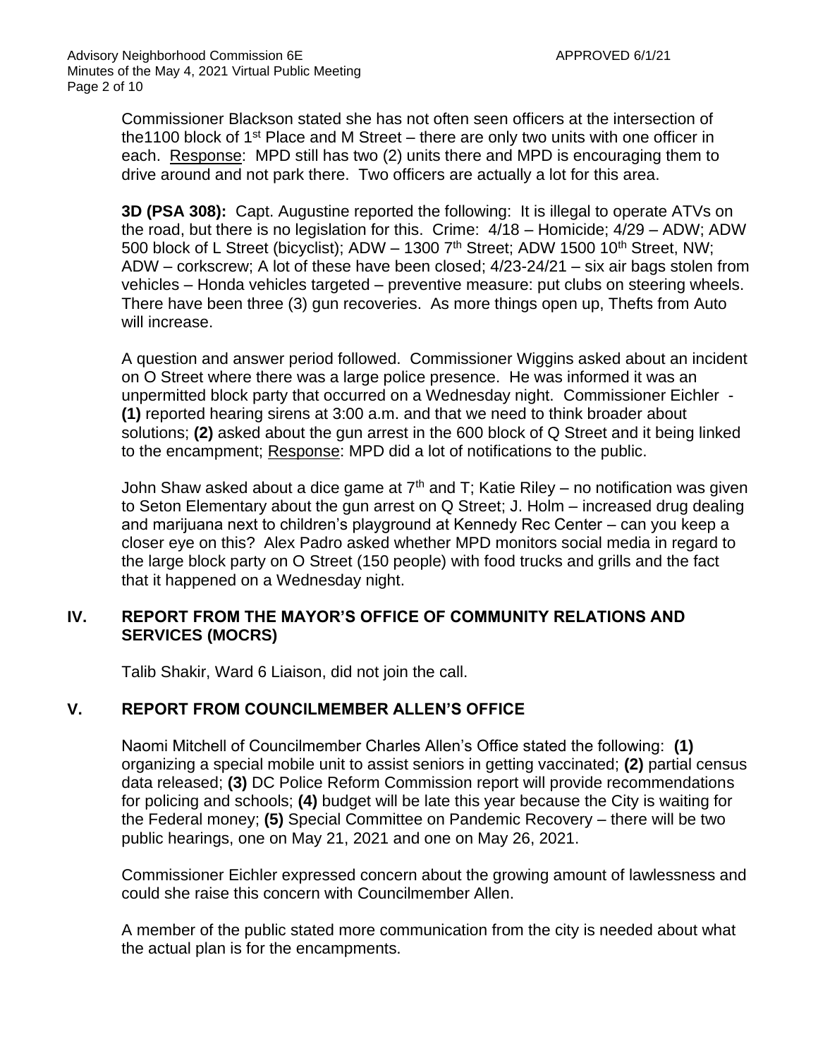Commissioner Blackson stated she has not often seen officers at the intersection of the1100 block of 1st Place and M Street – there are only two units with one officer in each. Response: MPD still has two (2) units there and MPD is encouraging them to drive around and not park there. Two officers are actually a lot for this area.

**3D (PSA 308):** Capt. Augustine reported the following: It is illegal to operate ATVs on the road, but there is no legislation for this. Crime: 4/18 – Homicide; 4/29 – ADW; ADW 500 block of L Street (bicyclist); ADW – 1300 7th Street; ADW 1500 10th Street, NW; ADW – corkscrew; A lot of these have been closed; 4/23-24/21 – six air bags stolen from vehicles – Honda vehicles targeted – preventive measure: put clubs on steering wheels. There have been three (3) gun recoveries. As more things open up, Thefts from Auto will increase.

A question and answer period followed. Commissioner Wiggins asked about an incident on O Street where there was a large police presence. He was informed it was an unpermitted block party that occurred on a Wednesday night. Commissioner Eichler - **(1)** reported hearing sirens at 3:00 a.m. and that we need to think broader about solutions; **(2)** asked about the gun arrest in the 600 block of Q Street and it being linked to the encampment; Response: MPD did a lot of notifications to the public.

John Shaw asked about a dice game at 7th and T; Katie Riley – no notification was given to Seton Elementary about the gun arrest on Q Street; J. Holm – increased drug dealing and marijuana next to children's playground at Kennedy Rec Center – can you keep a closer eye on this? Alex Padro asked whether MPD monitors social media in regard to the large block party on O Street (150 people) with food trucks and grills and the fact that it happened on a Wednesday night.

## IV. REPORT FROM THE MAYOR'S OFFICE OF COMMUNITY RELATIONS AND SERVICES (MOCRS)

Talib Shakir, Ward 6 Liaison, did not join the call.

## V. REPORT FROM COUNCILMEMBER ALLEN'S OFFICE

Naomi Mitchell of Councilmember Charles Allen's Office stated the following: **(1)** organizing a special mobile unit to assist seniors in getting vaccinated; **(2)** partial census data released; **(3)** DC Police Reform Commission report will provide recommendations for policing and schools; **(4)** budget will be late this year because the City is waiting for the Federal money; **(5)** Special Committee on Pandemic Recovery – there will be two public hearings, one on May 21, 2021 and one on May 26, 2021.

Commissioner Eichler expressed concern about the growing amount of lawlessness and could she raise this concern with Councilmember Allen.

A member of the public stated more communication from the city is needed about what the actual plan is for the encampments.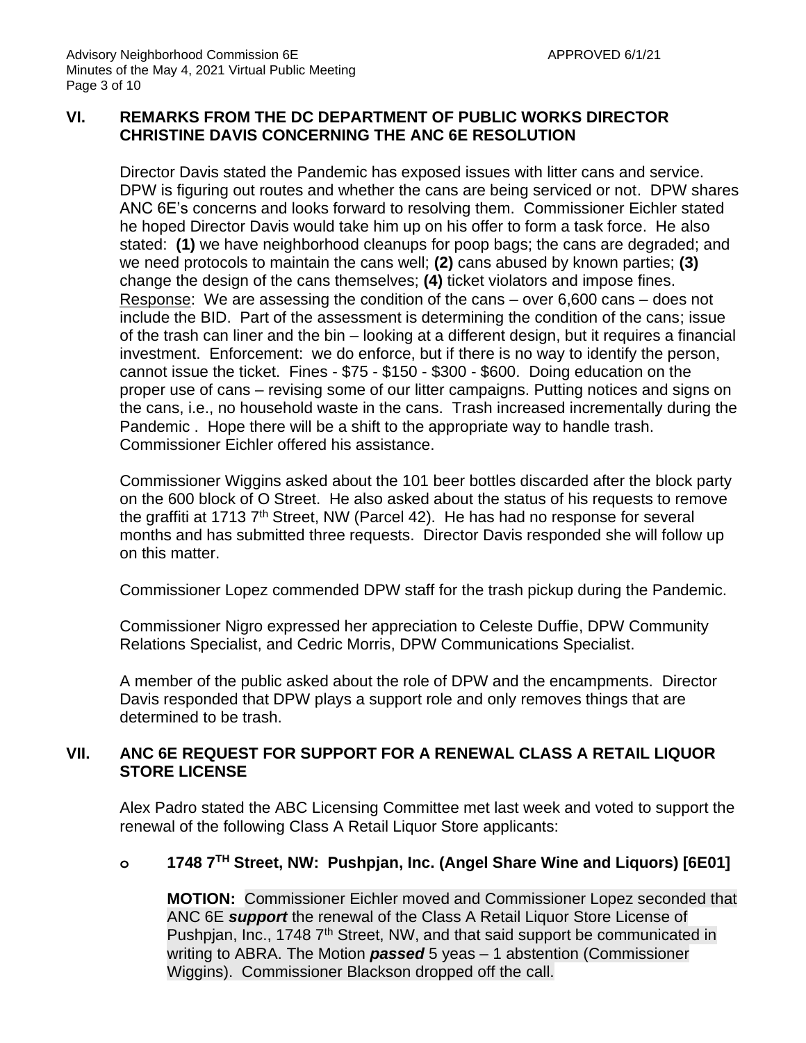## VI. REMARKS FROM THE DC DEPARTMENT OF PUBLIC WORKS DIRECTOR CHRISTINE DAVIS CONCERNING THE ANC 6E RESOLUTION

Director Davis stated the Pandemic has exposed issues with litter cans and service. DPW is figuring out routes and whether the cans are being serviced or not. DPW shares ANC 6E's concerns and looks forward to resolving them. Commissioner Eichler stated he hoped Director Davis would take him up on his offer to form a task force. He also stated: **(1)** we have neighborhood cleanups for poop bags; the cans are degraded; and we need protocols to maintain the cans well; **(2)** cans abused by known parties; **(3)** change the design of the cans themselves; **(4)** ticket violators and impose fines. Response: We are assessing the condition of the cans – over 6,600 cans – does not include the BID. Part of the assessment is determining the condition of the cans; issue of the trash can liner and the bin – looking at a different design, but it requires a financial investment. Enforcement: we do enforce, but if there is no way to identify the person, cannot issue the ticket. Fines - $75 - $150 - $300 - $600. Doing education on the proper use of cans – revising some of our litter campaigns. Putting notices and signs on the cans, i.e., no household waste in the cans. Trash increased incrementally during the Pandemic . Hope there will be a shift to the appropriate way to handle trash. Commissioner Eichler offered his assistance.

Commissioner Wiggins asked about the 101 beer bottles discarded after the block party on the 600 block of O Street. He also asked about the status of his requests to remove the graffiti at 1713 7th Street, NW (Parcel 42). He has had no response for several months and has submitted three requests. Director Davis responded she will follow up on this matter.

Commissioner Lopez commended DPW staff for the trash pickup during the Pandemic.

Commissioner Nigro expressed her appreciation to Celeste Duffie, DPW Community Relations Specialist, and Cedric Morris, DPW Communications Specialist.

A member of the public asked about the role of DPW and the encampments. Director Davis responded that DPW plays a support role and only removes things that are determined to be trash.

## VII. ANC 6E REQUEST FOR SUPPORT FOR A RENEWAL CLASS A RETAIL LIQUOR STORE LICENSE

Alex Padro stated the ABC Licensing Committee met last week and voted to support the renewal of the following Class A Retail Liquor Store applicants:

- **1748 7TH Street, NW: Pushpjan, Inc. (Angel Share Wine and Liquors) [6E01]**

  **MOTION:** Commissioner Eichler moved and Commissioner Lopez seconded that ANC 6E ***support*** the renewal of the Class A Retail Liquor Store License of Pushpjan, Inc., 1748 7th Street, NW, and that said support be communicated in writing to ABRA. The Motion ***passed*** 5 yeas – 1 abstention (Commissioner Wiggins). Commissioner Blackson dropped off the call.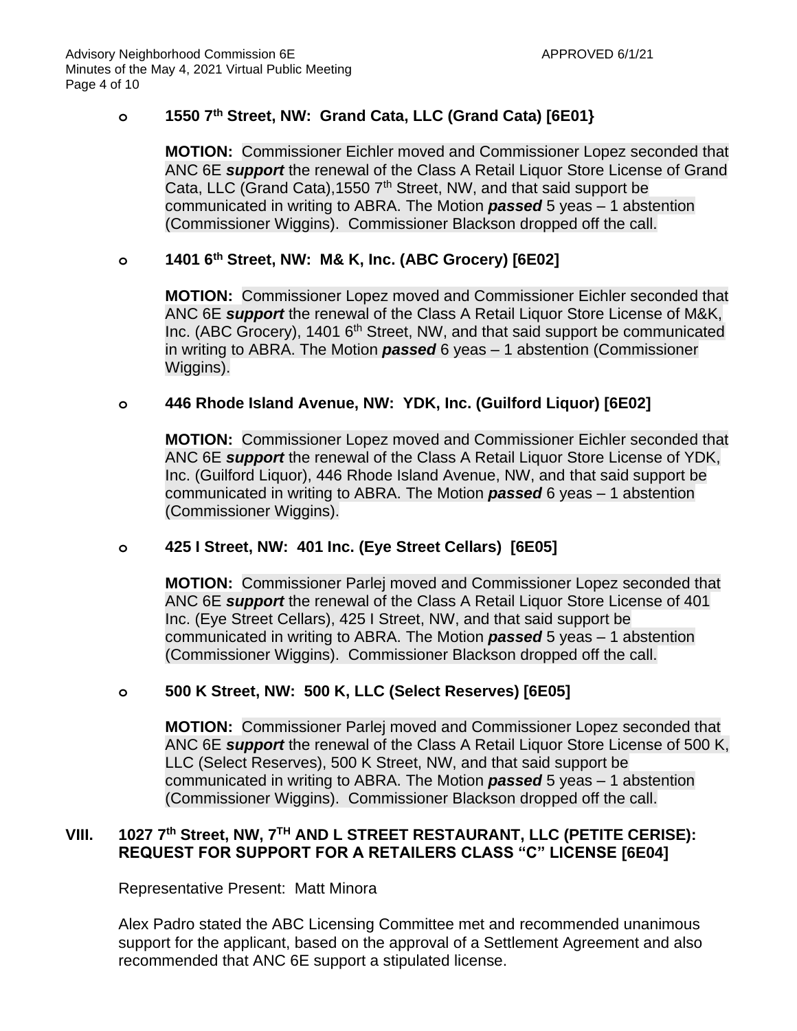- **1550 7th Street, NW: Grand Cata, LLC (Grand Cata) [6E01}**

  **MOTION:** Commissioner Eichler moved and Commissioner Lopez seconded that ANC 6E ***support*** the renewal of the Class A Retail Liquor Store License of Grand Cata, LLC (Grand Cata),1550 7th Street, NW, and that said support be communicated in writing to ABRA. The Motion ***passed*** 5 yeas – 1 abstention (Commissioner Wiggins). Commissioner Blackson dropped off the call.

- **1401 6th Street, NW: M& K, Inc. (ABC Grocery) [6E02]**

  **MOTION:** Commissioner Lopez moved and Commissioner Eichler seconded that ANC 6E ***support*** the renewal of the Class A Retail Liquor Store License of M&K, Inc. (ABC Grocery), 1401 6th Street, NW, and that said support be communicated in writing to ABRA. The Motion ***passed*** 6 yeas – 1 abstention (Commissioner Wiggins).

- **446 Rhode Island Avenue, NW: YDK, Inc. (Guilford Liquor) [6E02]**

  **MOTION:** Commissioner Lopez moved and Commissioner Eichler seconded that ANC 6E ***support*** the renewal of the Class A Retail Liquor Store License of YDK, Inc. (Guilford Liquor), 446 Rhode Island Avenue, NW, and that said support be communicated in writing to ABRA. The Motion ***passed*** 6 yeas – 1 abstention (Commissioner Wiggins).

- **425 I Street, NW: 401 Inc. (Eye Street Cellars) [6E05]**

  **MOTION:** Commissioner Parlej moved and Commissioner Lopez seconded that ANC 6E ***support*** the renewal of the Class A Retail Liquor Store License of 401 Inc. (Eye Street Cellars), 425 I Street, NW, and that said support be communicated in writing to ABRA. The Motion ***passed*** 5 yeas – 1 abstention (Commissioner Wiggins). Commissioner Blackson dropped off the call.

- **500 K Street, NW: 500 K, LLC (Select Reserves) [6E05]**

  **MOTION:** Commissioner Parlej moved and Commissioner Lopez seconded that ANC 6E ***support*** the renewal of the Class A Retail Liquor Store License of 500 K, LLC (Select Reserves), 500 K Street, NW, and that said support be communicated in writing to ABRA. The Motion ***passed*** 5 yeas – 1 abstention (Commissioner Wiggins). Commissioner Blackson dropped off the call.

## VIII. 1027 7th Street, NW, 7TH AND L STREET RESTAURANT, LLC (PETITE CERISE): REQUEST FOR SUPPORT FOR A RETAILERS CLASS "C" LICENSE [6E04]

Representative Present: Matt Minora

Alex Padro stated the ABC Licensing Committee met and recommended unanimous support for the applicant, based on the approval of a Settlement Agreement and also recommended that ANC 6E support a stipulated license.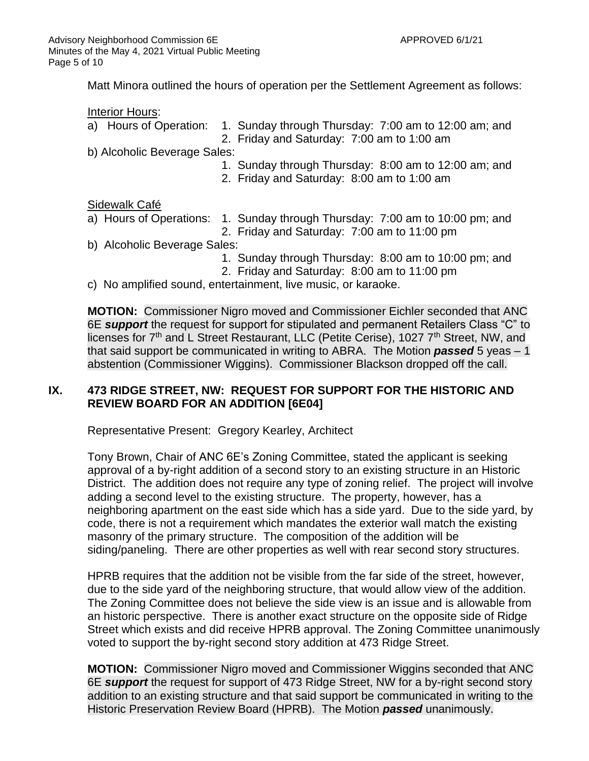Matt Minora outlined the hours of operation per the Settlement Agreement as follows:

Interior Hours:

a) Hours of Operation:
   1. Sunday through Thursday: 7:00 am to 12:00 am; and
   2. Friday and Saturday: 7:00 am to 1:00 am

b) Alcoholic Beverage Sales:
   1. Sunday through Thursday: 8:00 am to 12:00 am; and
   2. Friday and Saturday: 8:00 am to 1:00 am

Sidewalk Café

a) Hours of Operations:
   1. Sunday through Thursday: 7:00 am to 10:00 pm; and
   2. Friday and Saturday: 7:00 am to 11:00 pm

b) Alcoholic Beverage Sales:
   1. Sunday through Thursday: 8:00 am to 10:00 pm; and
   2. Friday and Saturday: 8:00 am to 11:00 pm

c) No amplified sound, entertainment, live music, or karaoke.

**MOTION:** Commissioner Nigro moved and Commissioner Eichler seconded that ANC 6E ***support*** the request for support for stipulated and permanent Retailers Class "C" to licenses for 7th and L Street Restaurant, LLC (Petite Cerise), 1027 7th Street, NW, and that said support be communicated in writing to ABRA. The Motion ***passed*** 5 yeas – 1 abstention (Commissioner Wiggins). Commissioner Blackson dropped off the call.

## IX. 473 RIDGE STREET, NW: REQUEST FOR SUPPORT FOR THE HISTORIC AND REVIEW BOARD FOR AN ADDITION [6E04]

Representative Present: Gregory Kearley, Architect

Tony Brown, Chair of ANC 6E's Zoning Committee, stated the applicant is seeking approval of a by-right addition of a second story to an existing structure in an Historic District. The addition does not require any type of zoning relief. The project will involve adding a second level to the existing structure. The property, however, has a neighboring apartment on the east side which has a side yard. Due to the side yard, by code, there is not a requirement which mandates the exterior wall match the existing masonry of the primary structure. The composition of the addition will be siding/paneling. There are other properties as well with rear second story structures.

HPRB requires that the addition not be visible from the far side of the street, however, due to the side yard of the neighboring structure, that would allow view of the addition. The Zoning Committee does not believe the side view is an issue and is allowable from an historic perspective. There is another exact structure on the opposite side of Ridge Street which exists and did receive HPRB approval. The Zoning Committee unanimously voted to support the by-right second story addition at 473 Ridge Street.

**MOTION:** Commissioner Nigro moved and Commissioner Wiggins seconded that ANC 6E ***support*** the request for support of 473 Ridge Street, NW for a by-right second story addition to an existing structure and that said support be communicated in writing to the Historic Preservation Review Board (HPRB). The Motion ***passed*** unanimously.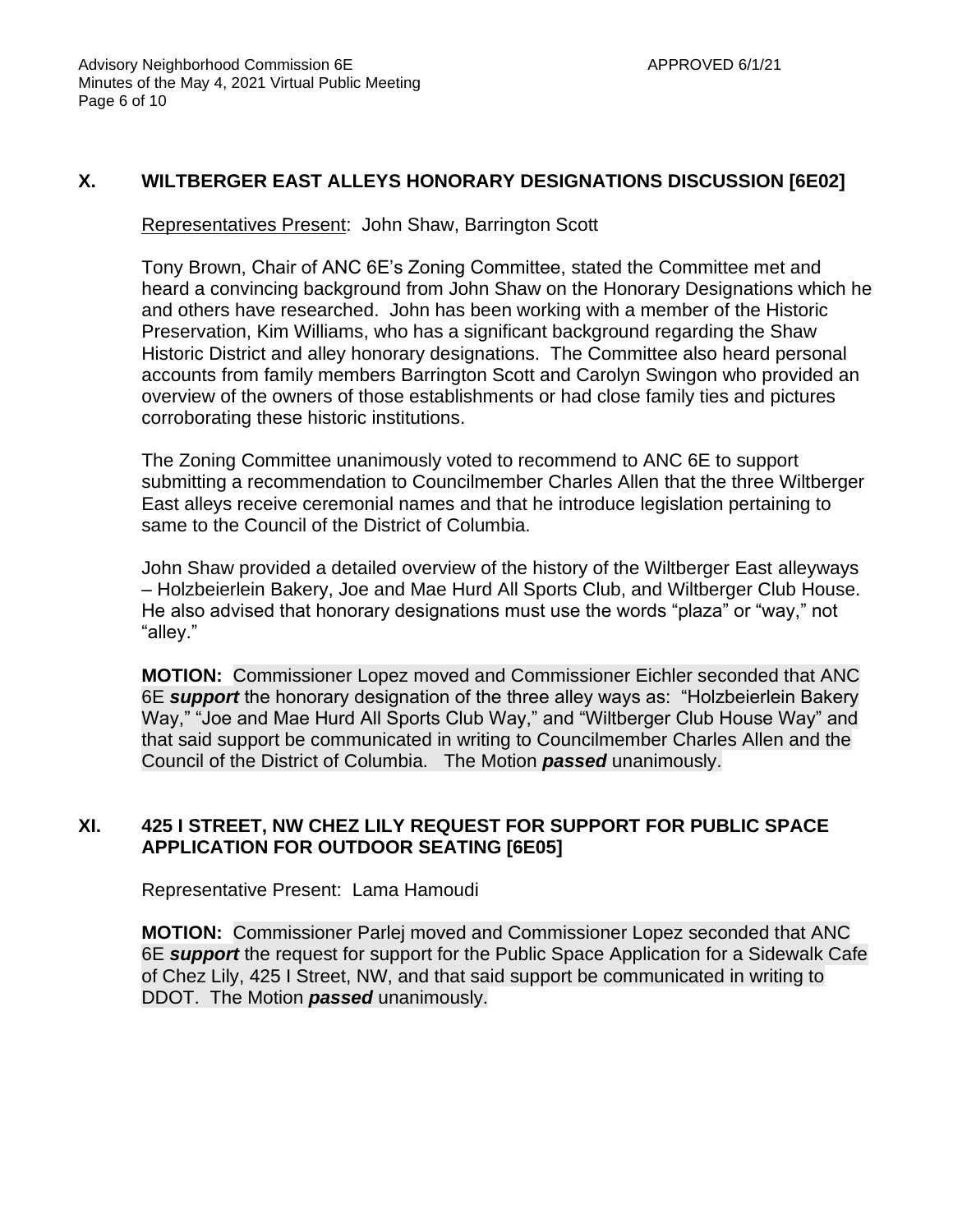## X. WILTBERGER EAST ALLEYS HONORARY DESIGNATIONS DISCUSSION [6E02]

Representatives Present: John Shaw, Barrington Scott

Tony Brown, Chair of ANC 6E's Zoning Committee, stated the Committee met and heard a convincing background from John Shaw on the Honorary Designations which he and others have researched. John has been working with a member of the Historic Preservation, Kim Williams, who has a significant background regarding the Shaw Historic District and alley honorary designations. The Committee also heard personal accounts from family members Barrington Scott and Carolyn Swingon who provided an overview of the owners of those establishments or had close family ties and pictures corroborating these historic institutions.

The Zoning Committee unanimously voted to recommend to ANC 6E to support submitting a recommendation to Councilmember Charles Allen that the three Wiltberger East alleys receive ceremonial names and that he introduce legislation pertaining to same to the Council of the District of Columbia.

John Shaw provided a detailed overview of the history of the Wiltberger East alleyways – Holzbeierlein Bakery, Joe and Mae Hurd All Sports Club, and Wiltberger Club House. He also advised that honorary designations must use the words "plaza" or "way," not "alley."

**MOTION:** Commissioner Lopez moved and Commissioner Eichler seconded that ANC 6E ***support*** the honorary designation of the three alley ways as: "Holzbeierlein Bakery Way," "Joe and Mae Hurd All Sports Club Way," and "Wiltberger Club House Way" and that said support be communicated in writing to Councilmember Charles Allen and the Council of the District of Columbia. The Motion ***passed*** unanimously.

## XI. 425 I STREET, NW CHEZ LILY REQUEST FOR SUPPORT FOR PUBLIC SPACE APPLICATION FOR OUTDOOR SEATING [6E05]

Representative Present: Lama Hamoudi

**MOTION:** Commissioner Parlej moved and Commissioner Lopez seconded that ANC 6E ***support*** the request for support for the Public Space Application for a Sidewalk Cafe of Chez Lily, 425 I Street, NW, and that said support be communicated in writing to DDOT. The Motion ***passed*** unanimously.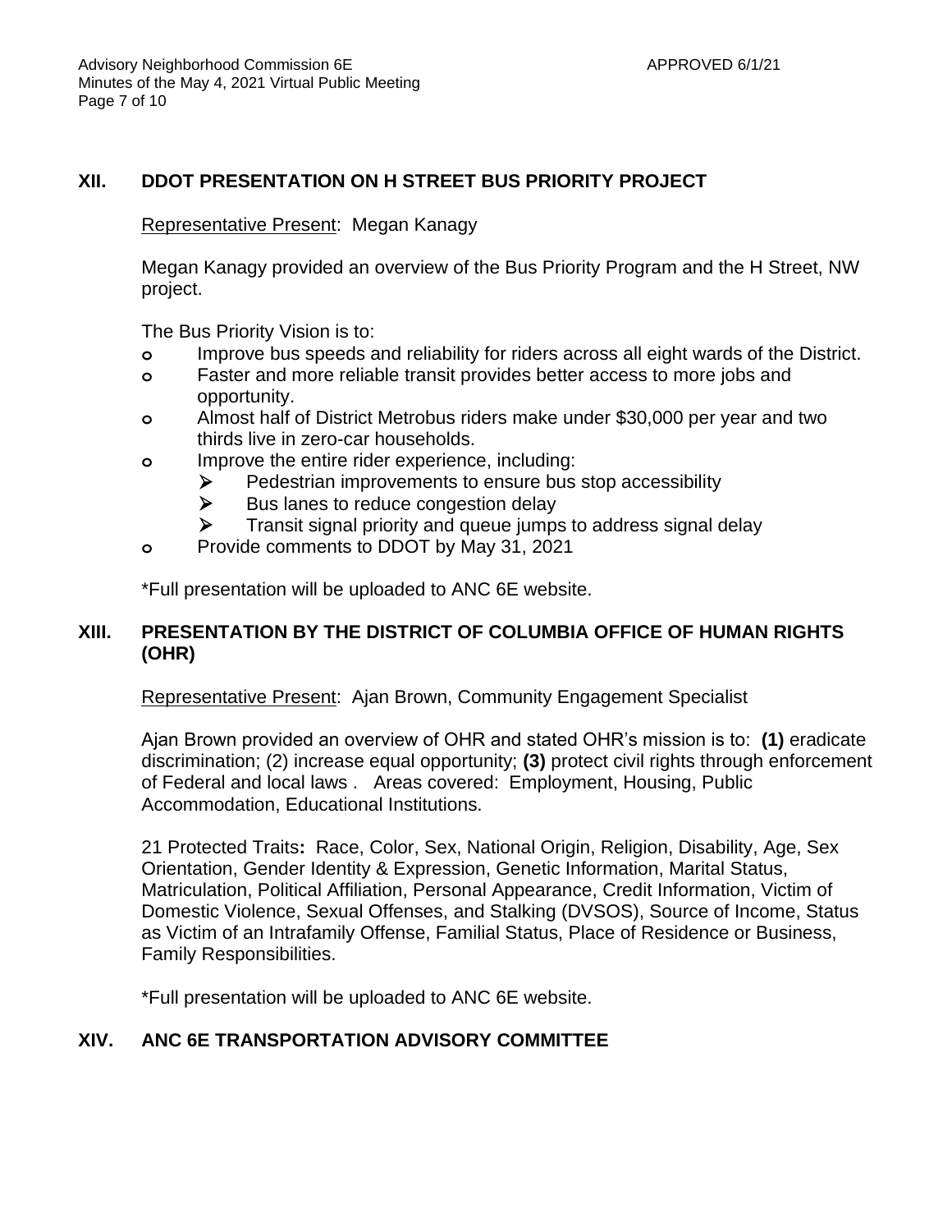## XII. DDOT PRESENTATION ON H STREET BUS PRIORITY PROJECT

Representative Present: Megan Kanagy

Megan Kanagy provided an overview of the Bus Priority Program and the H Street, NW project.

The Bus Priority Vision is to:

- Improve bus speeds and reliability for riders across all eight wards of the District.
- Faster and more reliable transit provides better access to more jobs and opportunity.
- Almost half of District Metrobus riders make under $30,000 per year and two thirds live in zero-car households.
- Improve the entire rider experience, including:
  - Pedestrian improvements to ensure bus stop accessibility
  - Bus lanes to reduce congestion delay
  - Transit signal priority and queue jumps to address signal delay
- Provide comments to DDOT by May 31, 2021

*Full presentation will be uploaded to ANC 6E website.

## XIII. PRESENTATION BY THE DISTRICT OF COLUMBIA OFFICE OF HUMAN RIGHTS (OHR)

Representative Present: Ajan Brown, Community Engagement Specialist

Ajan Brown provided an overview of OHR and stated OHR's mission is to: **(1)** eradicate discrimination; (2) increase equal opportunity; **(3)** protect civil rights through enforcement of Federal and local laws . Areas covered: Employment, Housing, Public Accommodation, Educational Institutions.

21 Protected Traits**:** Race, Color, Sex, National Origin, Religion, Disability, Age, Sex Orientation, Gender Identity & Expression, Genetic Information, Marital Status, Matriculation, Political Affiliation, Personal Appearance, Credit Information, Victim of Domestic Violence, Sexual Offenses, and Stalking (DVSOS), Source of Income, Status as Victim of an Intrafamily Offense, Familial Status, Place of Residence or Business, Family Responsibilities.

*Full presentation will be uploaded to ANC 6E website.

## XIV. ANC 6E TRANSPORTATION ADVISORY COMMITTEE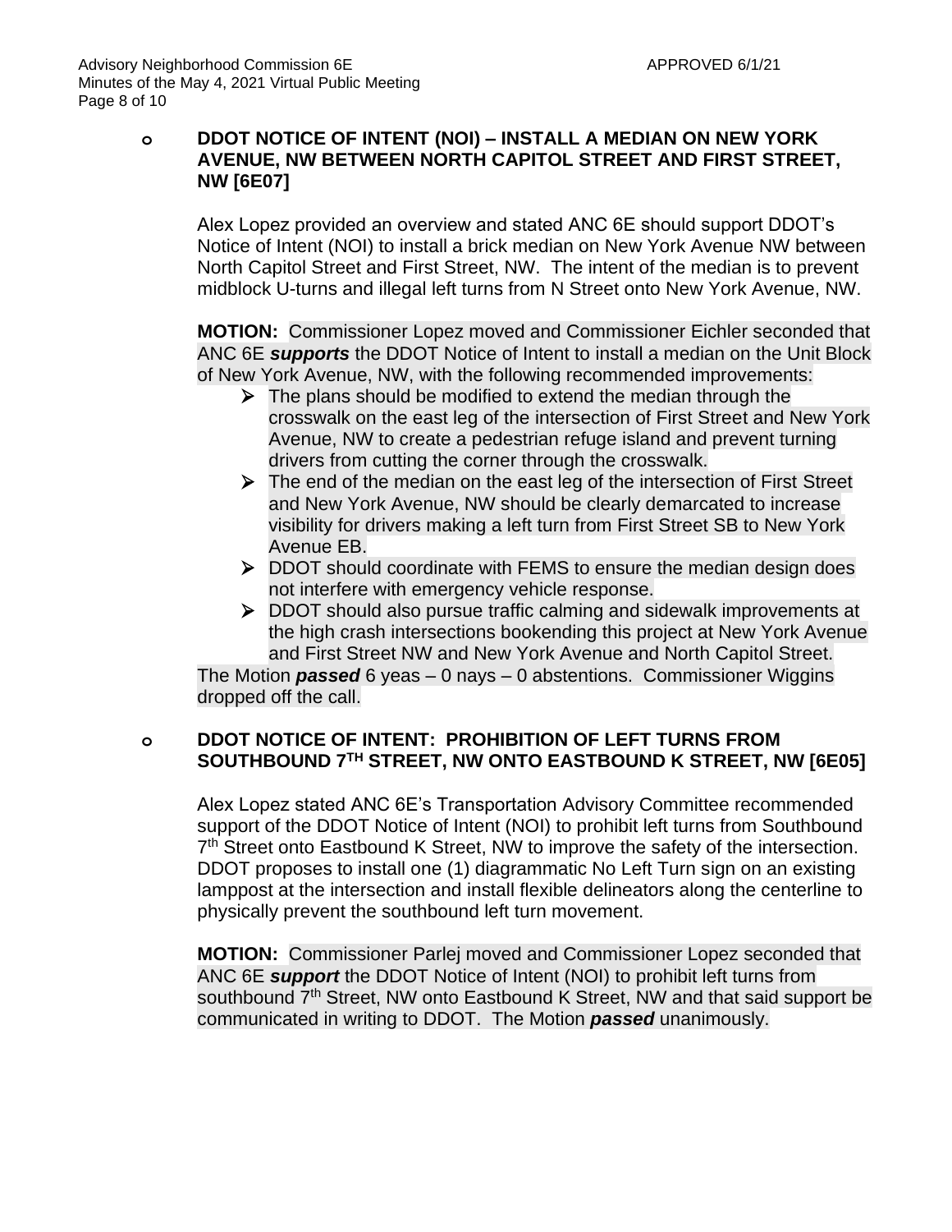- **DDOT NOTICE OF INTENT (NOI) – INSTALL A MEDIAN ON NEW YORK AVENUE, NW BETWEEN NORTH CAPITOL STREET AND FIRST STREET, NW [6E07]**

  Alex Lopez provided an overview and stated ANC 6E should support DDOT's Notice of Intent (NOI) to install a brick median on New York Avenue NW between North Capitol Street and First Street, NW. The intent of the median is to prevent midblock U-turns and illegal left turns from N Street onto New York Avenue, NW.

  **MOTION:** Commissioner Lopez moved and Commissioner Eichler seconded that ANC 6E ***supports*** the DDOT Notice of Intent to install a median on the Unit Block of New York Avenue, NW, with the following recommended improvements:

  - The plans should be modified to extend the median through the crosswalk on the east leg of the intersection of First Street and New York Avenue, NW to create a pedestrian refuge island and prevent turning drivers from cutting the corner through the crosswalk.
  - The end of the median on the east leg of the intersection of First Street and New York Avenue, NW should be clearly demarcated to increase visibility for drivers making a left turn from First Street SB to New York Avenue EB.
  - DDOT should coordinate with FEMS to ensure the median design does not interfere with emergency vehicle response.
  - DDOT should also pursue traffic calming and sidewalk improvements at the high crash intersections bookending this project at New York Avenue and First Street NW and New York Avenue and North Capitol Street.

  The Motion ***passed*** 6 yeas – 0 nays – 0 abstentions. Commissioner Wiggins dropped off the call.

- **DDOT NOTICE OF INTENT: PROHIBITION OF LEFT TURNS FROM SOUTHBOUND 7TH STREET, NW ONTO EASTBOUND K STREET, NW [6E05]**

  Alex Lopez stated ANC 6E's Transportation Advisory Committee recommended support of the DDOT Notice of Intent (NOI) to prohibit left turns from Southbound 7th Street onto Eastbound K Street, NW to improve the safety of the intersection. DDOT proposes to install one (1) diagrammatic No Left Turn sign on an existing lamppost at the intersection and install flexible delineators along the centerline to physically prevent the southbound left turn movement.

  **MOTION:** Commissioner Parlej moved and Commissioner Lopez seconded that ANC 6E ***support*** the DDOT Notice of Intent (NOI) to prohibit left turns from southbound 7th Street, NW onto Eastbound K Street, NW and that said support be communicated in writing to DDOT. The Motion ***passed*** unanimously.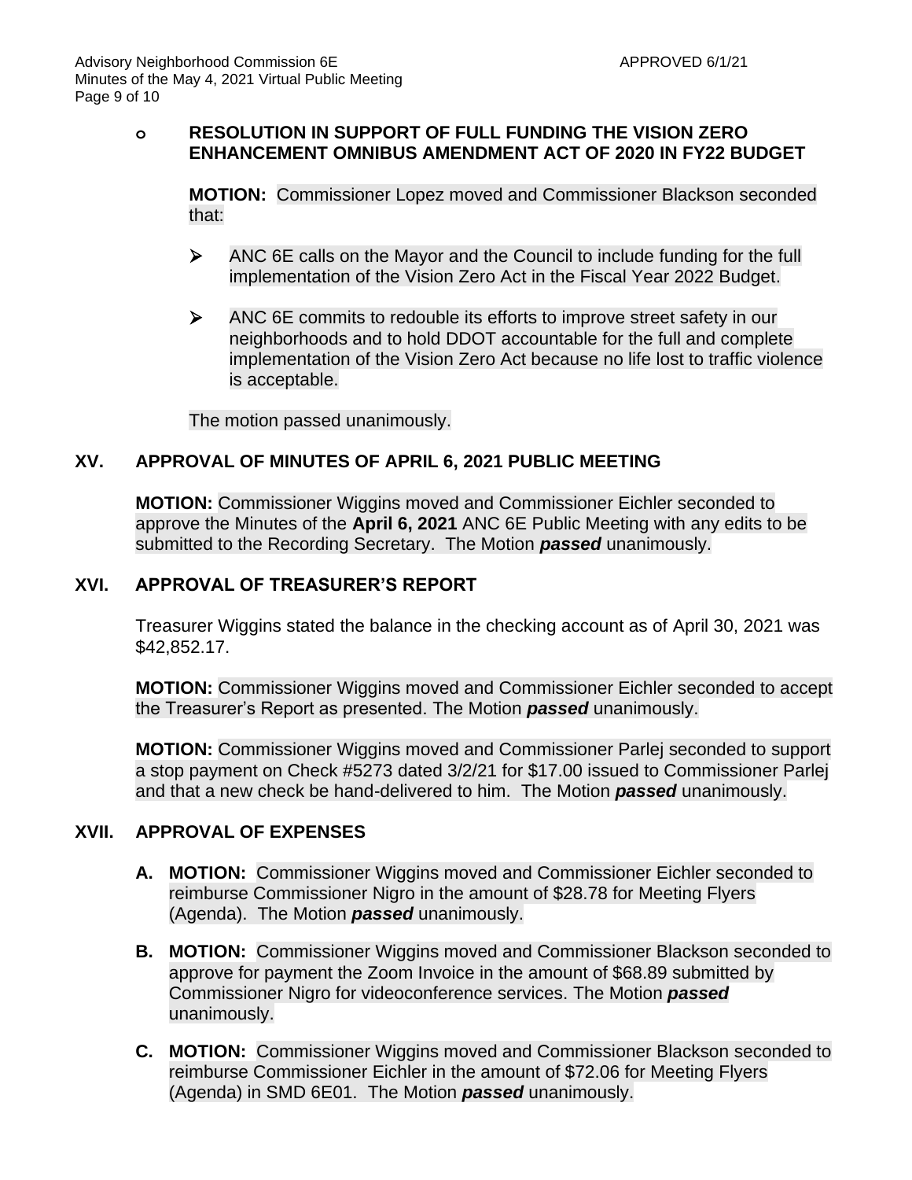- **RESOLUTION IN SUPPORT OF FULL FUNDING THE VISION ZERO ENHANCEMENT OMNIBUS AMENDMENT ACT OF 2020 IN FY22 BUDGET**

  **MOTION:** Commissioner Lopez moved and Commissioner Blackson seconded that:

  - ANC 6E calls on the Mayor and the Council to include funding for the full implementation of the Vision Zero Act in the Fiscal Year 2022 Budget.
  - ANC 6E commits to redouble its efforts to improve street safety in our neighborhoods and to hold DDOT accountable for the full and complete implementation of the Vision Zero Act because no life lost to traffic violence is acceptable.

  The motion passed unanimously.

## XV. APPROVAL OF MINUTES OF APRIL 6, 2021 PUBLIC MEETING

**MOTION:** Commissioner Wiggins moved and Commissioner Eichler seconded to approve the Minutes of the **April 6, 2021** ANC 6E Public Meeting with any edits to be submitted to the Recording Secretary. The Motion ***passed*** unanimously.

## XVI. APPROVAL OF TREASURER'S REPORT

Treasurer Wiggins stated the balance in the checking account as of April 30, 2021 was $42,852.17.

**MOTION:** Commissioner Wiggins moved and Commissioner Eichler seconded to accept the Treasurer's Report as presented. The Motion ***passed*** unanimously.

**MOTION:** Commissioner Wiggins moved and Commissioner Parlej seconded to support a stop payment on Check #5273 dated 3/2/21 for $17.00 issued to Commissioner Parlej and that a new check be hand-delivered to him. The Motion ***passed*** unanimously.

## XVII. APPROVAL OF EXPENSES

**A. MOTION:** Commissioner Wiggins moved and Commissioner Eichler seconded to reimburse Commissioner Nigro in the amount of $28.78 for Meeting Flyers (Agenda). The Motion ***passed*** unanimously.

**B. MOTION:** Commissioner Wiggins moved and Commissioner Blackson seconded to approve for payment the Zoom Invoice in the amount of $68.89 submitted by Commissioner Nigro for videoconference services. The Motion ***passed*** unanimously.

**C. MOTION:** Commissioner Wiggins moved and Commissioner Blackson seconded to reimburse Commissioner Eichler in the amount of $72.06 for Meeting Flyers (Agenda) in SMD 6E01. The Motion ***passed*** unanimously.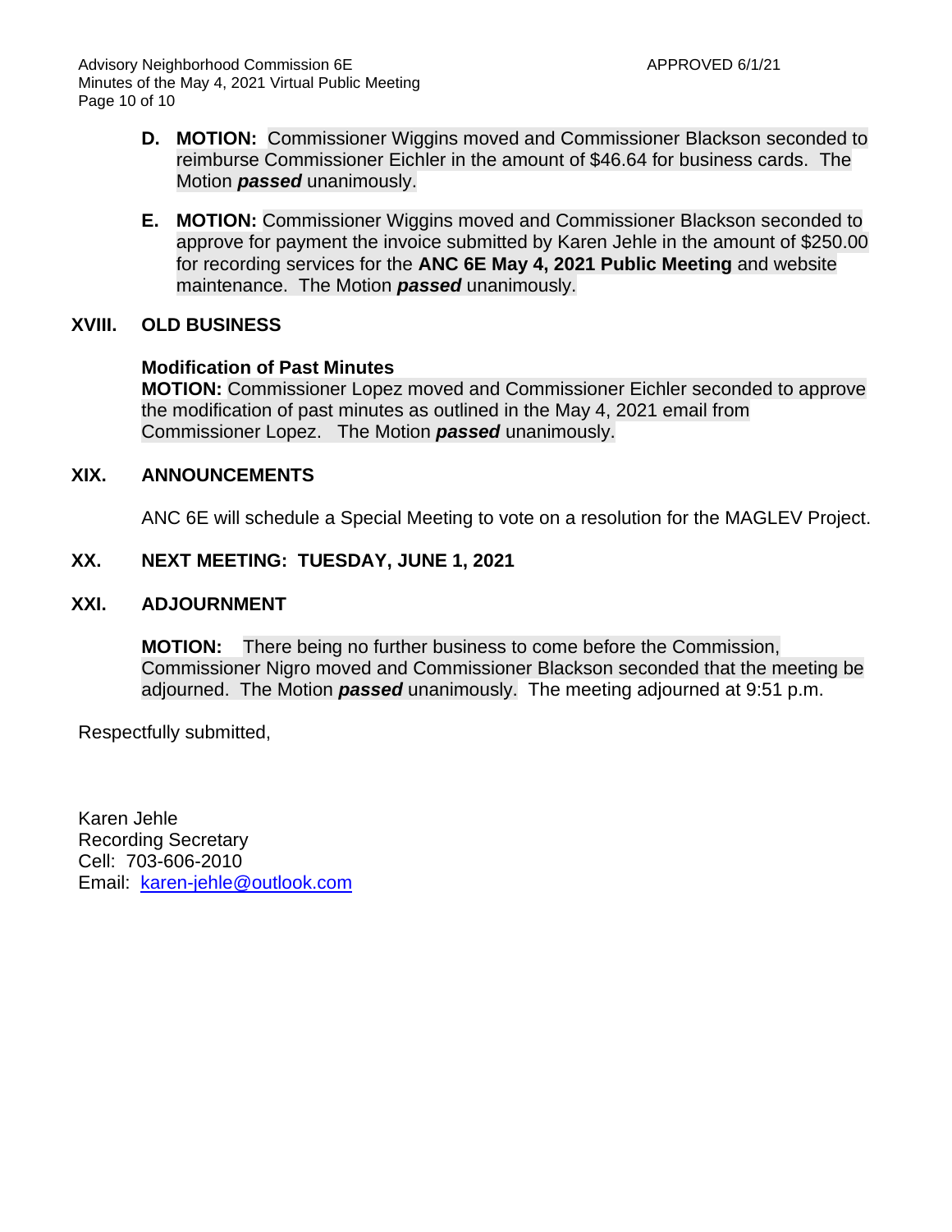**D. MOTION:** Commissioner Wiggins moved and Commissioner Blackson seconded to reimburse Commissioner Eichler in the amount of $46.64 for business cards. The Motion ***passed*** unanimously.

**E. MOTION:** Commissioner Wiggins moved and Commissioner Blackson seconded to approve for payment the invoice submitted by Karen Jehle in the amount of $250.00 for recording services for the **ANC 6E May 4, 2021 Public Meeting** and website maintenance. The Motion ***passed*** unanimously.

## XVIII. OLD BUSINESS

**Modification of Past Minutes**

**MOTION:** Commissioner Lopez moved and Commissioner Eichler seconded to approve the modification of past minutes as outlined in the May 4, 2021 email from Commissioner Lopez. The Motion ***passed*** unanimously.

## XIX. ANNOUNCEMENTS

ANC 6E will schedule a Special Meeting to vote on a resolution for the MAGLEV Project.

## XX. NEXT MEETING: TUESDAY, JUNE 1, 2021

## XXI. ADJOURNMENT

**MOTION:** There being no further business to come before the Commission, Commissioner Nigro moved and Commissioner Blackson seconded that the meeting be adjourned. The Motion ***passed*** unanimously. The meeting adjourned at 9:51 p.m.

Respectfully submitted,

Karen Jehle
Recording Secretary
Cell: 703-606-2010
Email: karen-jehle@outlook.com